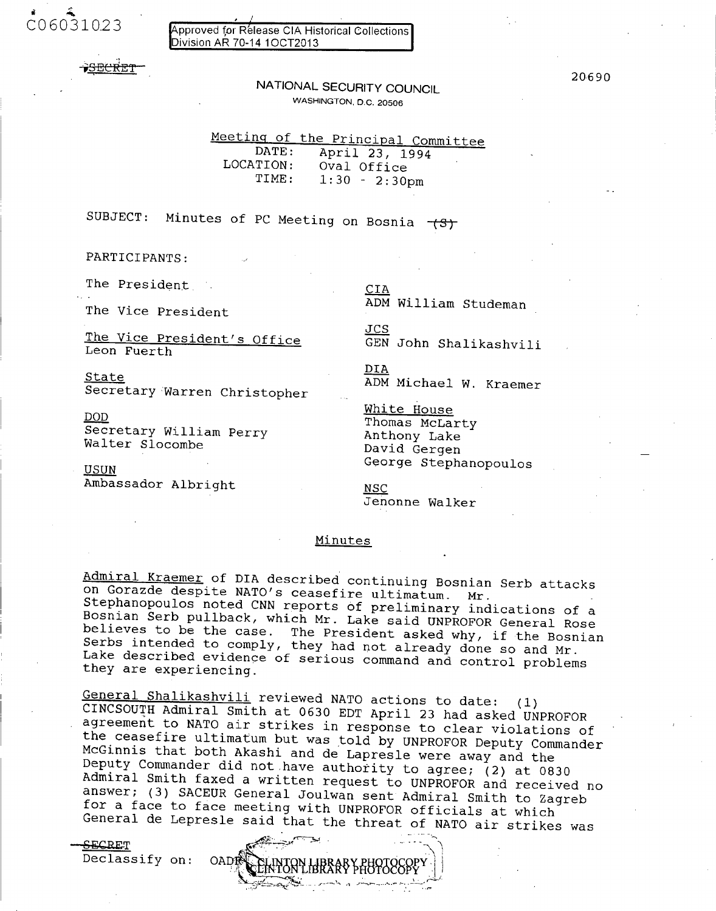C06031023

Approved for Release CIA Historical Collections Division AR 70-14 10CT2013

~~SECRET~~

20690

NATIONAL SECURITY COUNCIL

WASHINGTON, D.C. 20506

Meeting of the Principal Committee

DATE: April 23, 1994
LOCATION: Oval Office
TIME: 1:30 - 2:30pm

SUBJECT: Minutes of PC Meeting on Bosnia ~~(S)~~

PARTICIPANTS:

The President

The Vice President

The Vice President's Office
Leon Fuerth

State
Secretary Warren Christopher

DOD
Secretary William Perry
Walter Slocombe

USUN
Ambassador Albright

CIA
ADM William Studeman

JCS
GEN John Shalikashvili

DIA
ADM Michael W. Kraemer

White House
Thomas McLarty
Anthony Lake
David Gergen
George Stephanopoulos

NSC
Jenonne Walker

Minutes

Admiral Kraemer of DIA described continuing Bosnian Serb attacks on Gorazde despite NATO's ceasefire ultimatum. Mr. Stephanopoulos noted CNN reports of preliminary indications of a Bosnian Serb pullback, which Mr. Lake said UNPROFOR General Rose believes to be the case. The President asked why, if the Bosnian Serbs intended to comply, they had not already done so and Mr. Lake described evidence of serious command and control problems they are experiencing.

General Shalikashvili reviewed NATO actions to date: (1) CINCSOUTH Admiral Smith at 0630 EDT April 23 had asked UNPROFOR agreement to NATO air strikes in response to clear violations of the ceasefire ultimatum but was told by UNPROFOR Deputy Commander McGinnis that both Akashi and de Lapresle were away and the Deputy Commander did not have authority to agree; (2) at 0830 Admiral Smith faxed a written request to UNPROFOR and received no answer; (3) SACEUR General Joulwan sent Admiral Smith to Zagreb for a face to face meeting with UNPROFOR officials at which General de Lepresle said that the threat of NATO air strikes was

~~SECRET~~
Declassify on: OADR

CLINTON LIBRARY PHOTOCOPY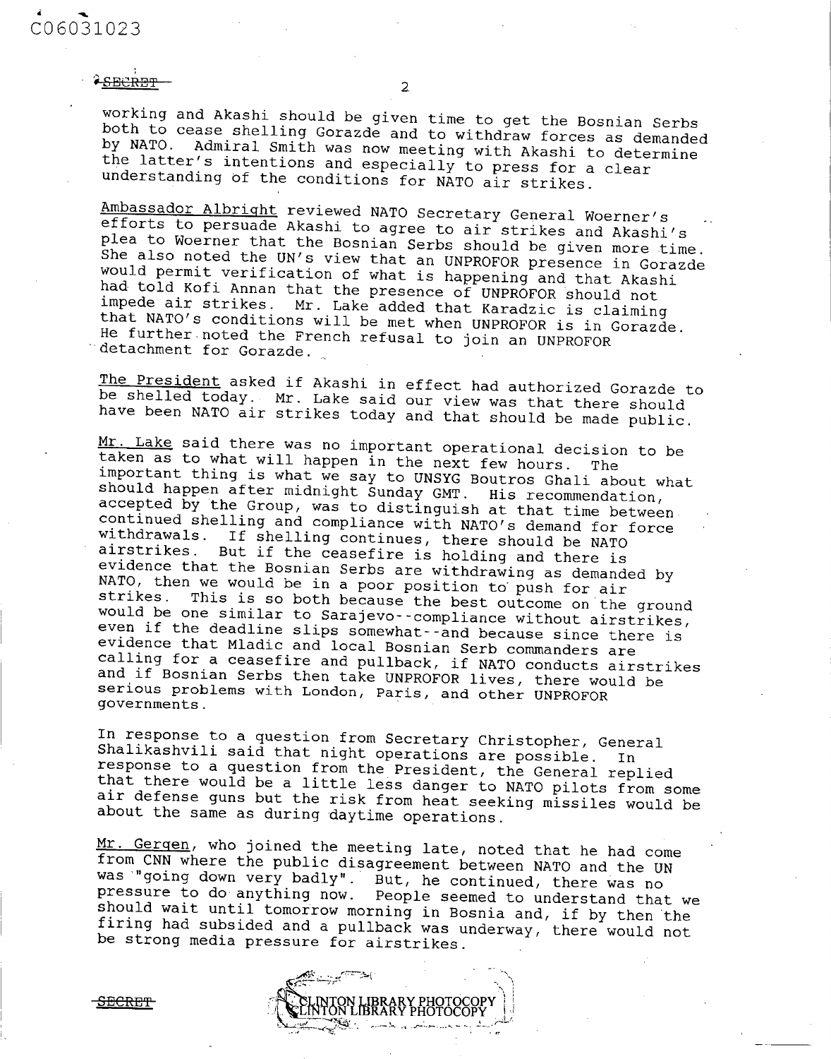working and Akashi should be given time to get the Bosnian Serbs both to cease shelling Gorazde and to withdraw forces as demanded by NATO. Admiral Smith was now meeting with Akashi to determine the latter's intentions and especially to press for a clear understanding of the conditions for NATO air strikes.

Ambassador Albright reviewed NATO Secretary General Woerner's efforts to persuade Akashi to agree to air strikes and Akashi's plea to Woerner that the Bosnian Serbs should be given more time. She also noted the UN's view that an UNPROFOR presence in Gorazde would permit verification of what is happening and that Akashi had told Kofi Annan that the presence of UNPROFOR should not impede air strikes. Mr. Lake added that Karadzic is claiming that NATO's conditions will be met when UNPROFOR is in Gorazde. He further noted the French refusal to join an UNPROFOR detachment for Gorazde.

The President asked if Akashi in effect had authorized Gorazde to be shelled today. Mr. Lake said our view was that there should have been NATO air strikes today and that should be made public.

Mr. Lake said there was no important operational decision to be taken as to what will happen in the next few hours. The important thing is what we say to UNSYG Boutros Ghali about what should happen after midnight Sunday GMT. His recommendation, accepted by the Group, was to distinguish at that time between continued shelling and compliance with NATO's demand for force withdrawals. If shelling continues, there should be NATO airstrikes. But if the ceasefire is holding and there is evidence that the Bosnian Serbs are withdrawing as demanded by NATO, then we would be in a poor position to push for air strikes. This is so both because the best outcome on the ground would be one similar to Sarajevo--compliance without airstrikes, even if the deadline slips somewhat--and because since there is evidence that Mladic and local Bosnian Serb commanders are calling for a ceasefire and pullback, if NATO conducts airstrikes and if Bosnian Serbs then take UNPROFOR lives, there would be serious problems with London, Paris, and other UNPROFOR governments.

In response to a question from Secretary Christopher, General Shalikashvili said that night operations are possible. In response to a question from the President, the General replied that there would be a little less danger to NATO pilots from some air defense guns but the risk from heat seeking missiles would be about the same as during daytime operations.

Mr. Gergen, who joined the meeting late, noted that he had come from CNN where the public disagreement between NATO and the UN was "going down very badly". But, he continued, there was no pressure to do anything now. People seemed to understand that we should wait until tomorrow morning in Bosnia and, if by then the firing had subsided and a pullback was underway, there would not be strong media pressure for airstrikes.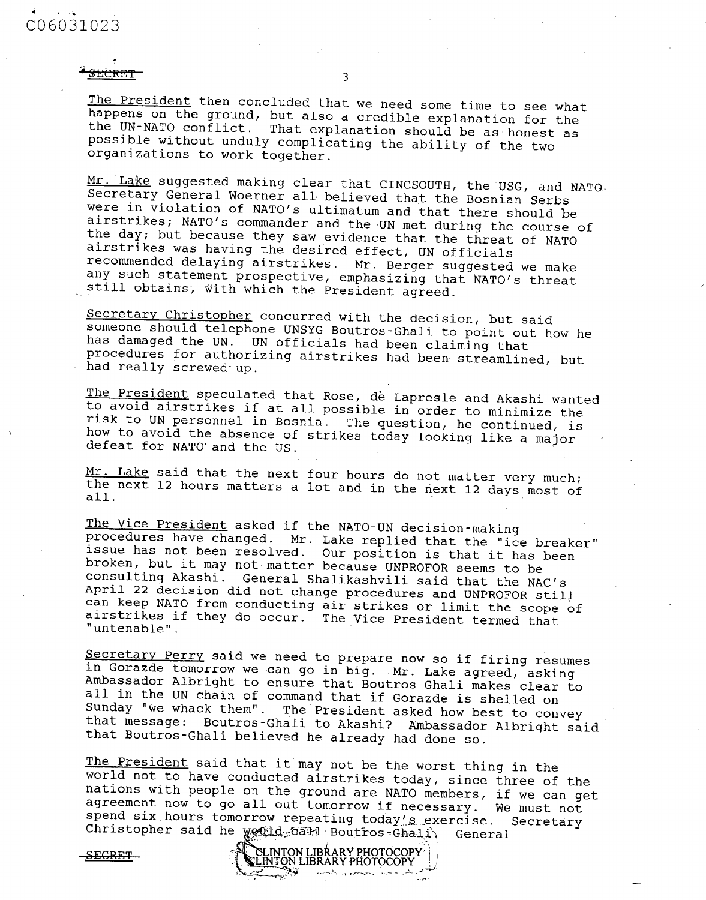C06031023

SECRET

The President then concluded that we need some time to see what happens on the ground, but also a credible explanation for the the UN-NATO conflict. That explanation should be as honest as possible without unduly complicating the ability of the two organizations to work together.

Mr. Lake suggested making clear that CINCSOUTH, the USG, and NATO Secretary General Woerner all believed that the Bosnian Serbs were in violation of NATO's ultimatum and that there should be airstrikes; NATO's commander and the UN met during the course of the day; but because they saw evidence that the threat of NATO airstrikes was having the desired effect, UN officials recommended delaying airstrikes. Mr. Berger suggested we make any such statement prospective, emphasizing that NATO's threat still obtains, with which the President agreed.

Secretary Christopher concurred with the decision, but said someone should telephone UNSYG Boutros-Ghali to point out how he has damaged the UN. UN officials had been claiming that procedures for authorizing airstrikes had been streamlined, but had really screwed up.

The President speculated that Rose, de Lapresle and Akashi wanted to avoid airstrikes if at all possible in order to minimize the risk to UN personnel in Bosnia. The question, he continued, is how to avoid the absence of strikes today looking like a major defeat for NATO and the US.

Mr. Lake said that the next four hours do not matter very much; the next 12 hours matters a lot and in the next 12 days most of all.

The Vice President asked if the NATO-UN decision-making procedures have changed. Mr. Lake replied that the "ice breaker" issue has not been resolved. Our position is that it has been broken, but it may not matter because UNPROFOR seems to be consulting Akashi. General Shalikashvili said that the NAC's April 22 decision did not change procedures and UNPROFOR still can keep NATO from conducting air strikes or limit the scope of airstrikes if they do occur. The Vice President termed that "untenable".

Secretary Perry said we need to prepare now so if firing resumes in Gorazde tomorrow we can go in big. Mr. Lake agreed, asking Ambassador Albright to ensure that Boutros Ghali makes clear to all in the UN chain of command that if Gorazde is shelled on Sunday "we whack them". The President asked how best to convey that message: Boutros-Ghali to Akashi? Ambassador Albright said that Boutros-Ghali believed he already had done so.

The President said that it may not be the worst thing in the world not to have conducted airstrikes today, since three of the nations with people on the ground are NATO members, if we can get agreement now to go all out tomorrow if necessary. We must not spend six hours tomorrow repeating today's exercise. Secretary Christopher said he would call Boutros-Ghali. General

SECRET

CLINTON LIBRARY PHOTOCOPY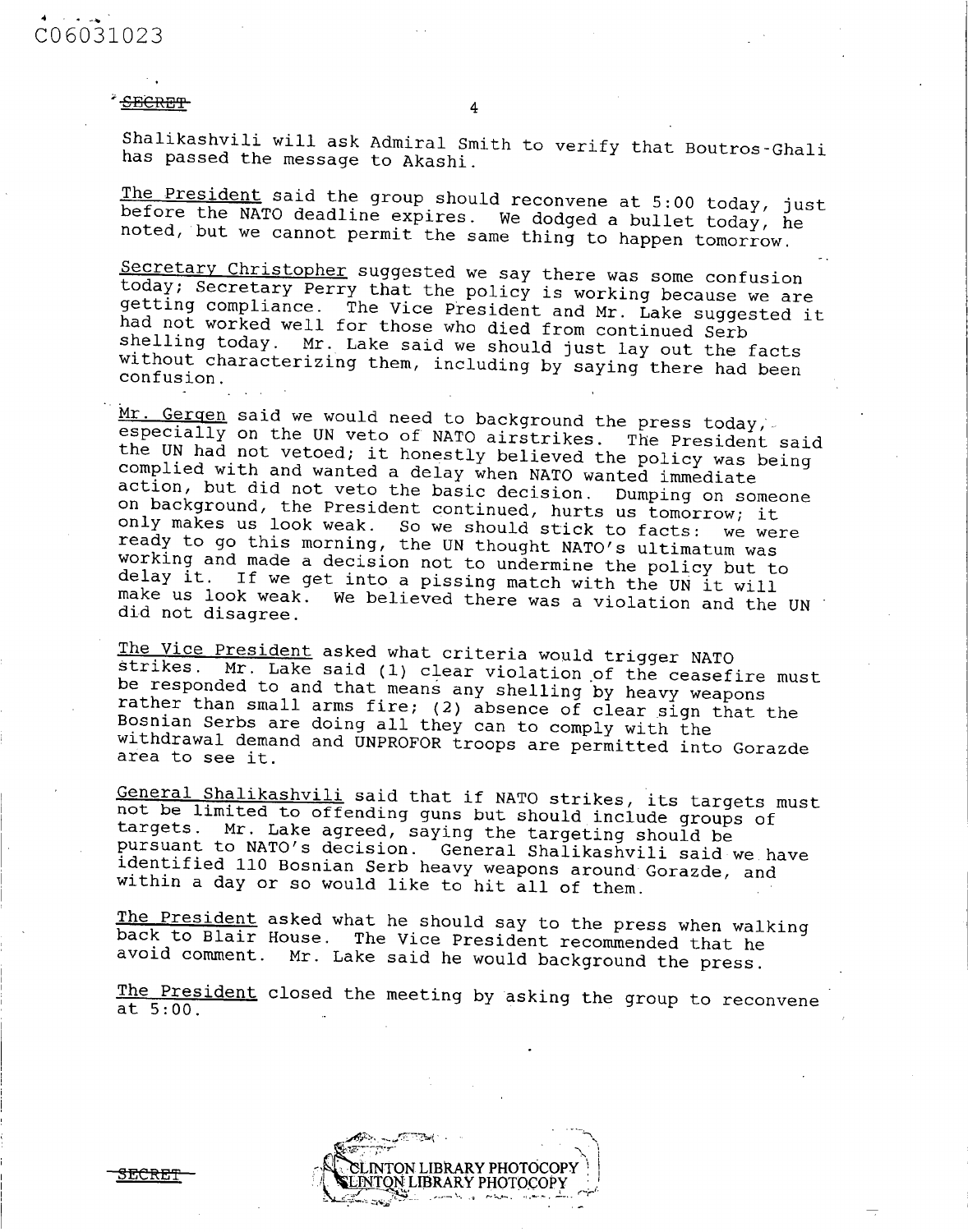Shalikashvili will ask Admiral Smith to verify that Boutros-Ghali has passed the message to Akashi.

The President said the group should reconvene at 5:00 today, just before the NATO deadline expires. We dodged a bullet today, he noted, but we cannot permit the same thing to happen tomorrow.

Secretary Christopher suggested we say there was some confusion today; Secretary Perry that the policy is working because we are getting compliance. The Vice President and Mr. Lake suggested it had not worked well for those who died from continued Serb shelling today. Mr. Lake said we should just lay out the facts without characterizing them, including by saying there had been confusion.

Mr. Gergen said we would need to background the press today, especially on the UN veto of NATO airstrikes. The President said the UN had not vetoed; it honestly believed the policy was being complied with and wanted a delay when NATO wanted immediate action, but did not veto the basic decision. Dumping on someone on background, the President continued, hurts us tomorrow; it only makes us look weak. So we should stick to facts: we were ready to go this morning, the UN thought NATO's ultimatum was working and made a decision not to undermine the policy but to delay it. If we get into a pissing match with the UN it will make us look weak. We believed there was a violation and the UN did not disagree.

The Vice President asked what criteria would trigger NATO strikes. Mr. Lake said (1) clear violation of the ceasefire must be responded to and that means any shelling by heavy weapons rather than small arms fire; (2) absence of clear sign that the Bosnian Serbs are doing all they can to comply with the withdrawal demand and UNPROFOR troops are permitted into Gorazde area to see it.

General Shalikashvili said that if NATO strikes, its targets must not be limited to offending guns but should include groups of targets. Mr. Lake agreed, saying the targeting should be pursuant to NATO's decision. General Shalikashvili said we have identified 110 Bosnian Serb heavy weapons around Gorazde, and within a day or so would like to hit all of them.

The President asked what he should say to the press when walking back to Blair House. The Vice President recommended that he avoid comment. Mr. Lake said he would background the press.

The President closed the meeting by asking the group to reconvene at 5:00.